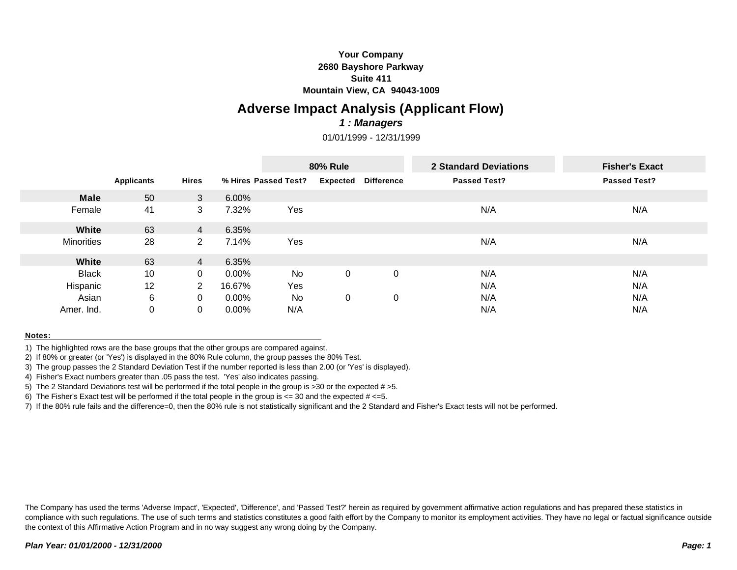**Your Company**
**2680 Bayshore Parkway**
**Suite 411**
**Mountain View, CA 94043-1009**

# Adverse Impact Analysis (Applicant Flow)

***1 : Managers***

01/01/1999 - 12/31/1999

| | Applicants | Hires | % Hires | 80% Rule Passed Test? | 80% Rule Expected | 80% Rule Difference | 2 Standard Deviations Passed Test? | Fisher's Exact Passed Test? |
|---|---|---|---|---|---|---|---|---|
| **Male** | 50 | 3 | 6.00% | | | | | |
| Female | 41 | 3 | 7.32% | Yes | | | N/A | N/A |
| **White** | 63 | 4 | 6.35% | | | | | |
| Minorities | 28 | 2 | 7.14% | Yes | | | N/A | N/A |
| **White** | 63 | 4 | 6.35% | | | | | |
| Black | 10 | 0 | 0.00% | No | 0 | 0 | N/A | N/A |
| Hispanic | 12 | 2 | 16.67% | Yes | | | N/A | N/A |
| Asian | 6 | 0 | 0.00% | No | 0 | 0 | N/A | N/A |
| Amer. Ind. | 0 | 0 | 0.00% | N/A | | | N/A | N/A |

**Notes:**

1) The highlighted rows are the base groups that the other groups are compared against.
2) If 80% or greater (or 'Yes') is displayed in the 80% Rule column, the group passes the 80% Test.
3) The group passes the 2 Standard Deviation Test if the number reported is less than 2.00 (or 'Yes' is displayed).
4) Fisher's Exact numbers greater than .05 pass the test. 'Yes' also indicates passing.
5) The 2 Standard Deviations test will be performed if the total people in the group is >30 or the expected # >5.
6) The Fisher's Exact test will be performed if the total people in the group is <= 30 and the expected # <=5.
7) If the 80% rule fails and the difference=0, then the 80% rule is not statistically significant and the 2 Standard and Fisher's Exact tests will not be performed.

The Company has used the terms 'Adverse Impact', 'Expected', 'Difference', and 'Passed Test?' herein as required by government affirmative action regulations and has prepared these statistics in compliance with such regulations. The use of such terms and statistics constitutes a good faith effort by the Company to monitor its employment activities. They have no legal or factual significance outside the context of this Affirmative Action Program and in no way suggest any wrong doing by the Company.

***Plan Year: 01/01/2000 - 12/31/2000***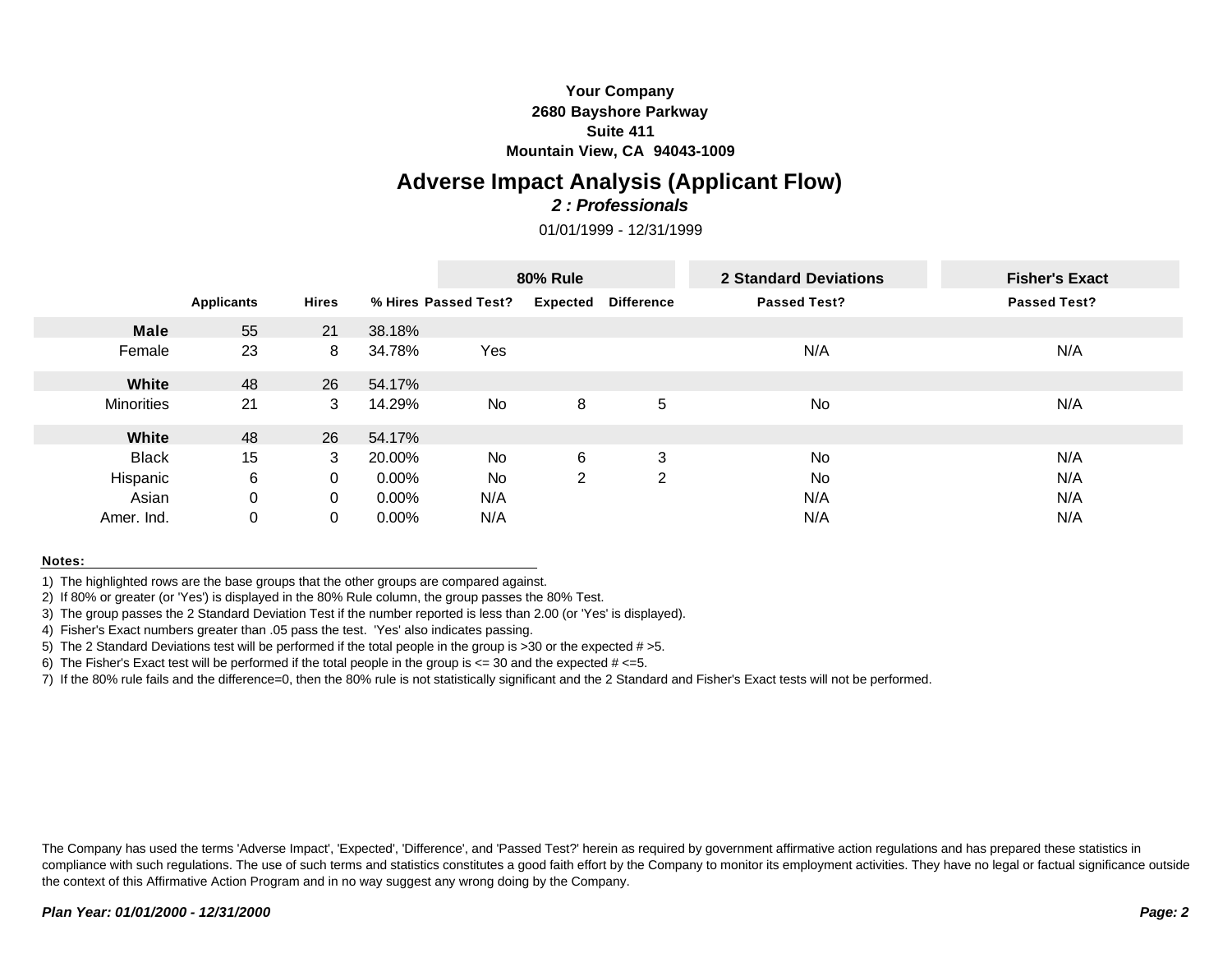**Your Company**
**2680 Bayshore Parkway**
**Suite 411**
**Mountain View, CA 94043-1009**

# Adverse Impact Analysis (Applicant Flow)

***2 : Professionals***

01/01/1999 - 12/31/1999

| | Applicants | Hires | % Hires | 80% Rule Passed Test? | 80% Rule Expected | 80% Rule Difference | 2 Standard Deviations Passed Test? | Fisher's Exact Passed Test? |
|---|---|---|---|---|---|---|---|---|
| **Male** | 55 | 21 | 38.18% | | | | | |
| Female | 23 | 8 | 34.78% | Yes | | | N/A | N/A |
| **White** | 48 | 26 | 54.17% | | | | | |
| Minorities | 21 | 3 | 14.29% | No | 8 | 5 | No | N/A |
| **White** | 48 | 26 | 54.17% | | | | | |
| Black | 15 | 3 | 20.00% | No | 6 | 3 | No | N/A |
| Hispanic | 6 | 0 | 0.00% | No | 2 | 2 | No | N/A |
| Asian | 0 | 0 | 0.00% | N/A | | | N/A | N/A |
| Amer. Ind. | 0 | 0 | 0.00% | N/A | | | N/A | N/A |

**Notes:**

1) The highlighted rows are the base groups that the other groups are compared against.
2) If 80% or greater (or 'Yes') is displayed in the 80% Rule column, the group passes the 80% Test.
3) The group passes the 2 Standard Deviation Test if the number reported is less than 2.00 (or 'Yes' is displayed).
4) Fisher's Exact numbers greater than .05 pass the test. 'Yes' also indicates passing.
5) The 2 Standard Deviations test will be performed if the total people in the group is >30 or the expected # >5.
6) The Fisher's Exact test will be performed if the total people in the group is <= 30 and the expected # <=5.
7) If the 80% rule fails and the difference=0, then the 80% rule is not statistically significant and the 2 Standard and Fisher's Exact tests will not be performed.

The Company has used the terms 'Adverse Impact', 'Expected', 'Difference', and 'Passed Test?' herein as required by government affirmative action regulations and has prepared these statistics in compliance with such regulations. The use of such terms and statistics constitutes a good faith effort by the Company to monitor its employment activities. They have no legal or factual significance outside the context of this Affirmative Action Program and in no way suggest any wrong doing by the Company.

***Plan Year: 01/01/2000 - 12/31/2000***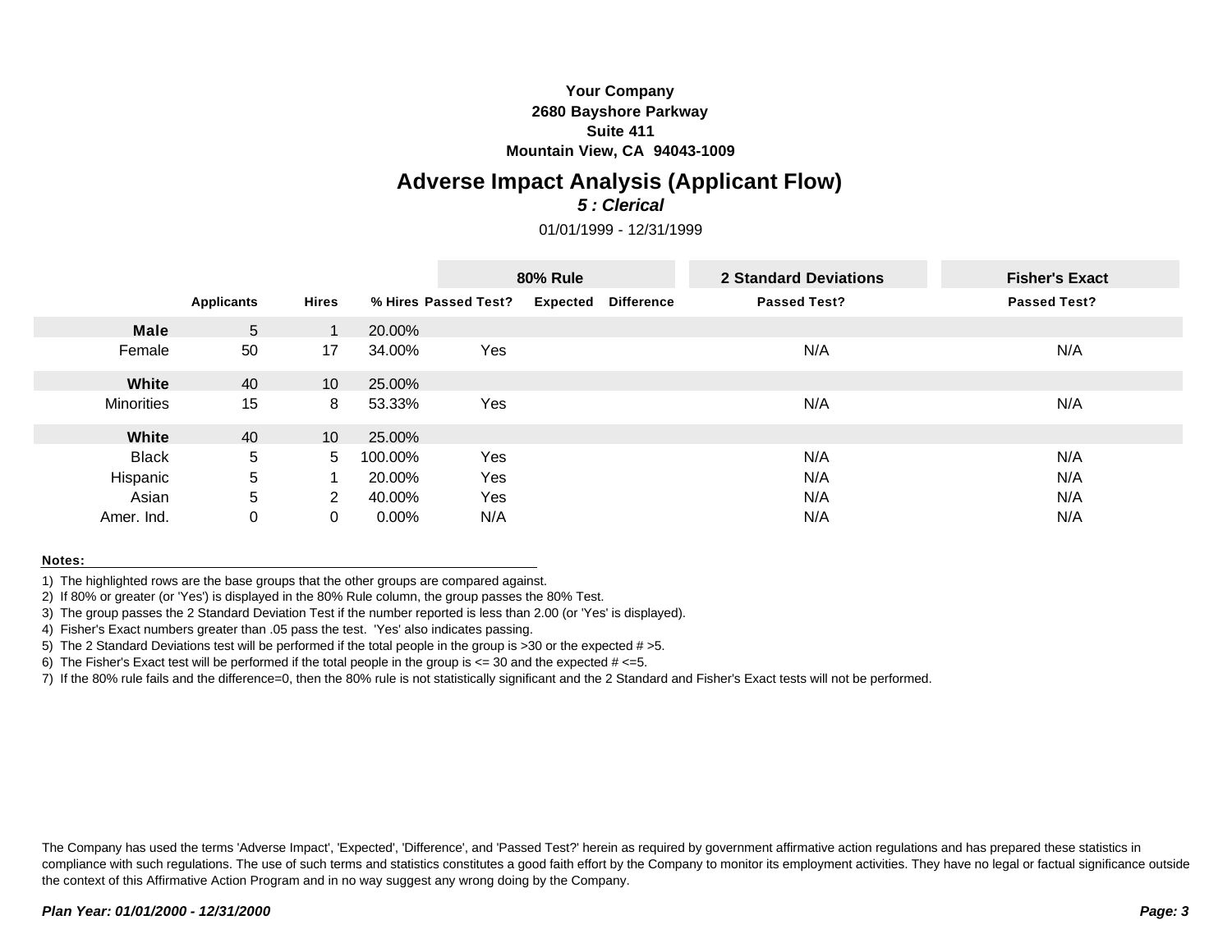**Your Company**
**2680 Bayshore Parkway**
**Suite 411**
**Mountain View, CA 94043-1009**

# Adverse Impact Analysis (Applicant Flow)

***5 : Clerical***

01/01/1999 - 12/31/1999

| | | | | 80% Rule | | | 2 Standard Deviations | Fisher's Exact |
|---|---|---|---|---|---|---|---|---|
| | **Applicants** | **Hires** | **% Hires** | **Passed Test?** | **Expected** | **Difference** | **Passed Test?** | **Passed Test?** |
| **Male** | 5 | 1 | 20.00% | | | | | |
| Female | 50 | 17 | 34.00% | Yes | | | N/A | N/A |
| **White** | 40 | 10 | 25.00% | | | | | |
| Minorities | 15 | 8 | 53.33% | Yes | | | N/A | N/A |
| **White** | 40 | 10 | 25.00% | | | | | |
| Black | 5 | 5 | 100.00% | Yes | | | N/A | N/A |
| Hispanic | 5 | 1 | 20.00% | Yes | | | N/A | N/A |
| Asian | 5 | 2 | 40.00% | Yes | | | N/A | N/A |
| Amer. Ind. | 0 | 0 | 0.00% | N/A | | | N/A | N/A |

**Notes:**

1) The highlighted rows are the base groups that the other groups are compared against.
2) If 80% or greater (or 'Yes') is displayed in the 80% Rule column, the group passes the 80% Test.
3) The group passes the 2 Standard Deviation Test if the number reported is less than 2.00 (or 'Yes' is displayed).
4) Fisher's Exact numbers greater than .05 pass the test. 'Yes' also indicates passing.
5) The 2 Standard Deviations test will be performed if the total people in the group is >30 or the expected # >5.
6) The Fisher's Exact test will be performed if the total people in the group is <= 30 and the expected # <=5.
7) If the 80% rule fails and the difference=0, then the 80% rule is not statistically significant and the 2 Standard and Fisher's Exact tests will not be performed.

The Company has used the terms 'Adverse Impact', 'Expected', 'Difference', and 'Passed Test?' herein as required by government affirmative action regulations and has prepared these statistics in compliance with such regulations. The use of such terms and statistics constitutes a good faith effort by the Company to monitor its employment activities. They have no legal or factual significance outside the context of this Affirmative Action Program and in no way suggest any wrong doing by the Company.